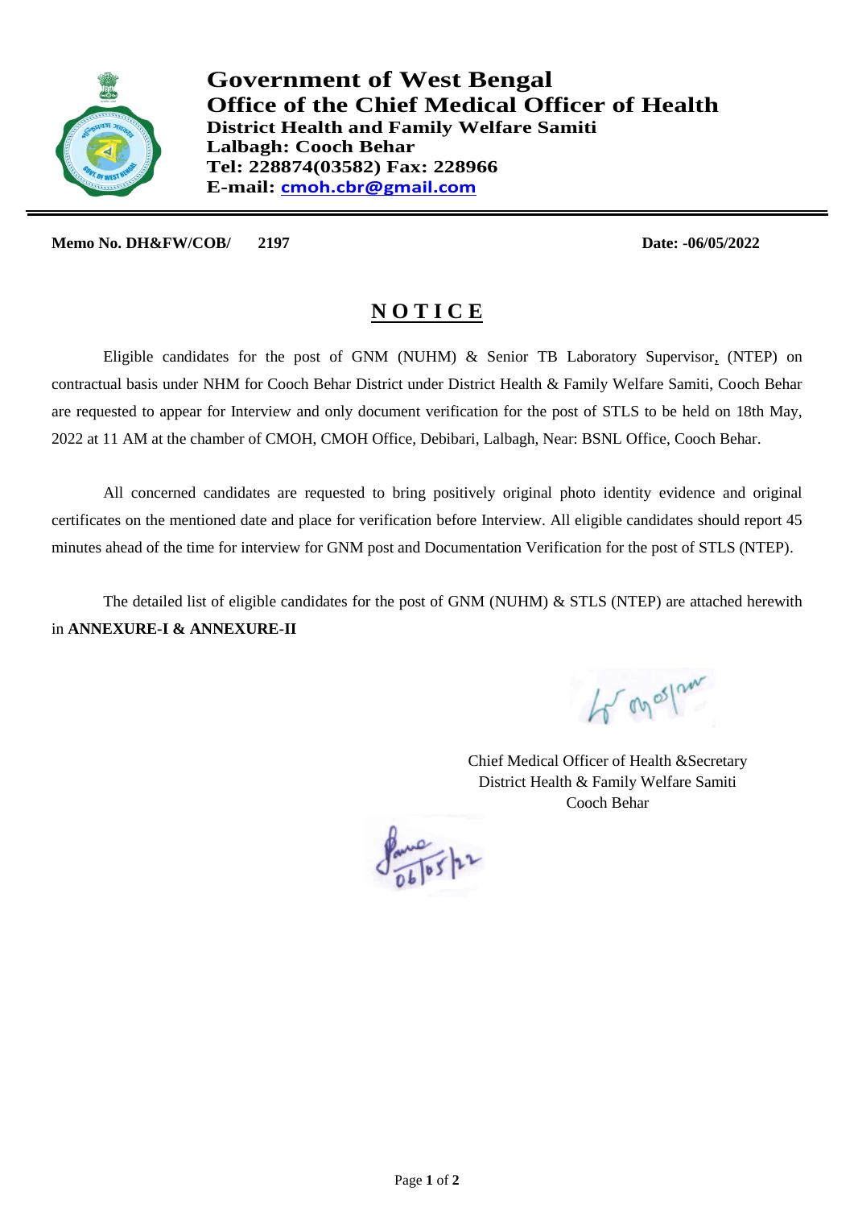# Government of West Bengal
## Office of the Chief Medical Officer of Health
**District Health and Family Welfare Samiti**
**Lalbagh: Cooch Behar**
**Tel: 228874(03582) Fax: 228966**
**E-mail: cmoh.cbr@gmail.com**

---

**Memo No. DH&FW/COB/ 2197** **Date: -06/05/2022**

## NOTICE

Eligible candidates for the post of GNM (NUHM) & Senior TB Laboratory Supervisor, (NTEP) on contractual basis under NHM for Cooch Behar District under District Health & Family Welfare Samiti, Cooch Behar are requested to appear for Interview and only document verification for the post of STLS to be held on 18th May, 2022 at 11 AM at the chamber of CMOH, CMOH Office, Debibari, Lalbagh, Near: BSNL Office, Cooch Behar.

All concerned candidates are requested to bring positively original photo identity evidence and original certificates on the mentioned date and place for verification before Interview. All eligible candidates should report 45 minutes ahead of the time for interview for GNM post and Documentation Verification for the post of STLS (NTEP).

The detailed list of eligible candidates for the post of GNM (NUHM) & STLS (NTEP) are attached herewith in **ANNEXURE-I & ANNEXURE-II**

Chief Medical Officer of Health &Secretary
District Health & Family Welfare Samiti
Cooch Behar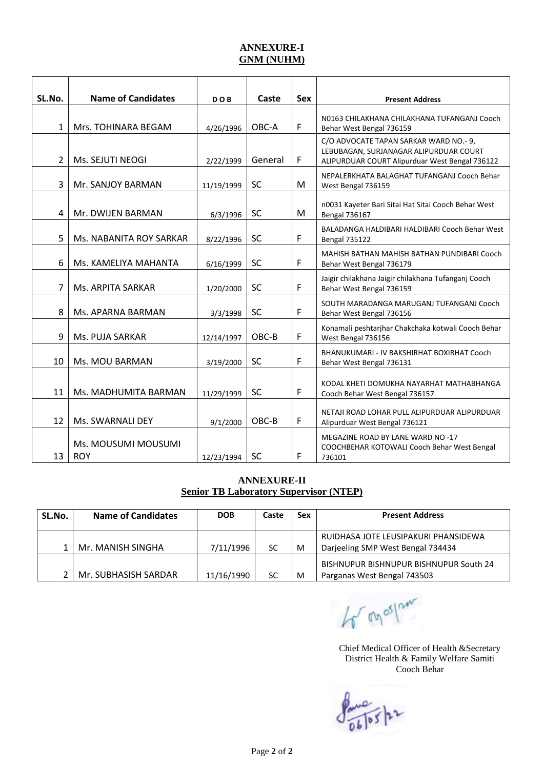**ANNEXURE-I**
**GNM (NUHM)**

| SL.No. | Name of Candidates | D O B | Caste | Sex | Present Address |
|---|---|---|---|---|---|
| 1 | Mrs. TOHINARA BEGAM | 4/26/1996 | OBC-A | F | N0163 CHILAKHANA CHILAKHANA TUFANGANJ Cooch Behar West Bengal 736159 |
| 2 | Ms. SEJUTI NEOGI | 2/22/1999 | General | F | C/O ADVOCATE TAPAN SARKAR WARD NO.- 9, LEBUBAGAN, SURJANAGAR ALIPURDUAR COURT ALIPURDUAR COURT Alipurduar West Bengal 736122 |
| 3 | Mr. SANJOY BARMAN | 11/19/1999 | SC | M | NEPALERKHATA BALAGHAT TUFANGANJ Cooch Behar West Bengal 736159 |
| 4 | Mr. DWIJEN BARMAN | 6/3/1996 | SC | M | n0031 Kayeter Bari Sitai Hat Sitai Cooch Behar West Bengal 736167 |
| 5 | Ms. NABANITA ROY SARKAR | 8/22/1996 | SC | F | BALADANGA HALDIBARI HALDIBARI Cooch Behar West Bengal 735122 |
| 6 | Ms. KAMELIYA MAHANTA | 6/16/1999 | SC | F | MAHISH BATHAN MAHISH BATHAN PUNDIBARI Cooch Behar West Bengal 736179 |
| 7 | Ms. ARPITA SARKAR | 1/20/2000 | SC | F | Jaigir chilakhana Jaigir chilakhana Tufanganj Cooch Behar West Bengal 736159 |
| 8 | Ms. APARNA BARMAN | 3/3/1998 | SC | F | SOUTH MARADANGA MARUGANJ TUFANGANJ Cooch Behar West Bengal 736156 |
| 9 | Ms. PUJA SARKAR | 12/14/1997 | OBC-B | F | Konamali peshtarjhar Chakchaka kotwali Cooch Behar West Bengal 736156 |
| 10 | Ms. MOU BARMAN | 3/19/2000 | SC | F | BHANUKUMARI - IV BAKSHIRHAT BOXIRHAT Cooch Behar West Bengal 736131 |
| 11 | Ms. MADHUMITA BARMAN | 11/29/1999 | SC | F | KODAL KHETI DOMUKHA NAYARHAT MATHABHANGA Cooch Behar West Bengal 736157 |
| 12 | Ms. SWARNALI DEY | 9/1/2000 | OBC-B | F | NETAJI ROAD LOHAR PULL ALIPURDUAR ALIPURDUAR Alipurduar West Bengal 736121 |
| 13 | Ms. MOUSUMI MOUSUMI ROY | 12/23/1994 | SC | F | MEGAZINE ROAD BY LANE WARD NO -17 COOCHBEHAR KOTOWALI Cooch Behar West Bengal 736101 |

**ANNEXURE-II**
**Senior TB Laboratory Supervisor (NTEP)**

| SL.No. | Name of Candidates | DOB | Caste | Sex | Present Address |
|---|---|---|---|---|---|
| 1 | Mr. MANISH SINGHA | 7/11/1996 | SC | M | RUIDHASA JOTE LEUSIPAKURI PHANSIDEWA Darjeeling SMP West Bengal 734434 |
| 2 | Mr. SUBHASISH SARDAR | 11/16/1990 | SC | M | BISHNUPUR BISHNUPUR BISHNUPUR South 24 Parganas West Bengal 743503 |

Chief Medical Officer of Health &Secretary
District Health & Family Welfare Samiti
Cooch Behar